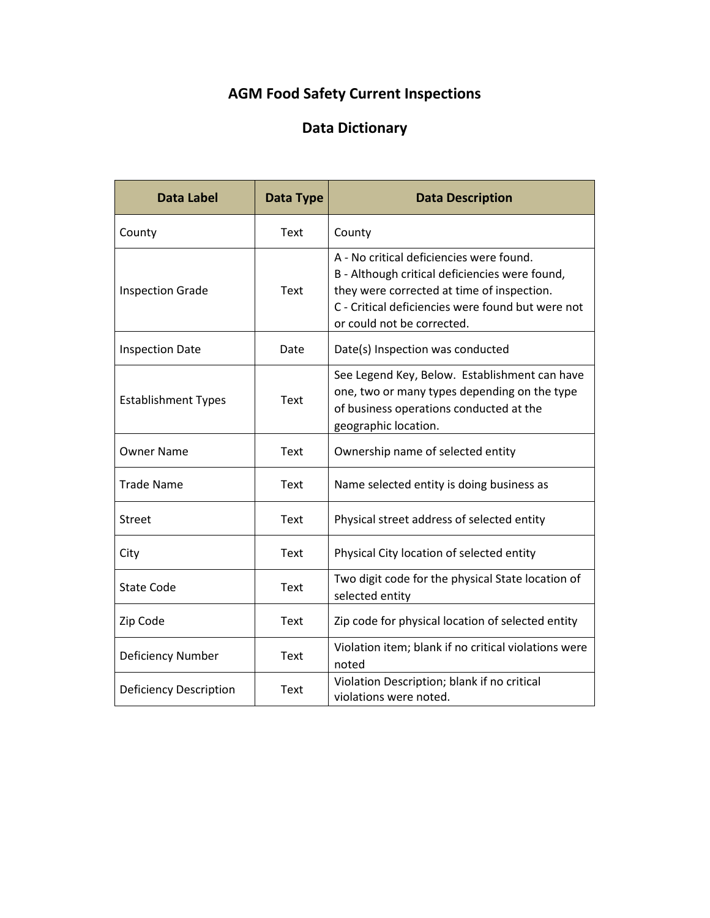# AGM Food Safety Current Inspections

## Data Dictionary

| Data Label | Data Type | Data Description |
|---|---|---|
| County | Text | County |
| Inspection Grade | Text | A - No critical deficiencies were found.<br>B - Although critical deficiencies were found, they were corrected at time of inspection.<br>C - Critical deficiencies were found but were not or could not be corrected. |
| Inspection Date | Date | Date(s) Inspection was conducted |
| Establishment Types | Text | See Legend Key, Below. Establishment can have one, two or many types depending on the type of business operations conducted at the geographic location. |
| Owner Name | Text | Ownership name of selected entity |
| Trade Name | Text | Name selected entity is doing business as |
| Street | Text | Physical street address of selected entity |
| City | Text | Physical City location of selected entity |
| State Code | Text | Two digit code for the physical State location of selected entity |
| Zip Code | Text | Zip code for physical location of selected entity |
| Deficiency Number | Text | Violation item; blank if no critical violations were noted |
| Deficiency Description | Text | Violation Description; blank if no critical violations were noted. |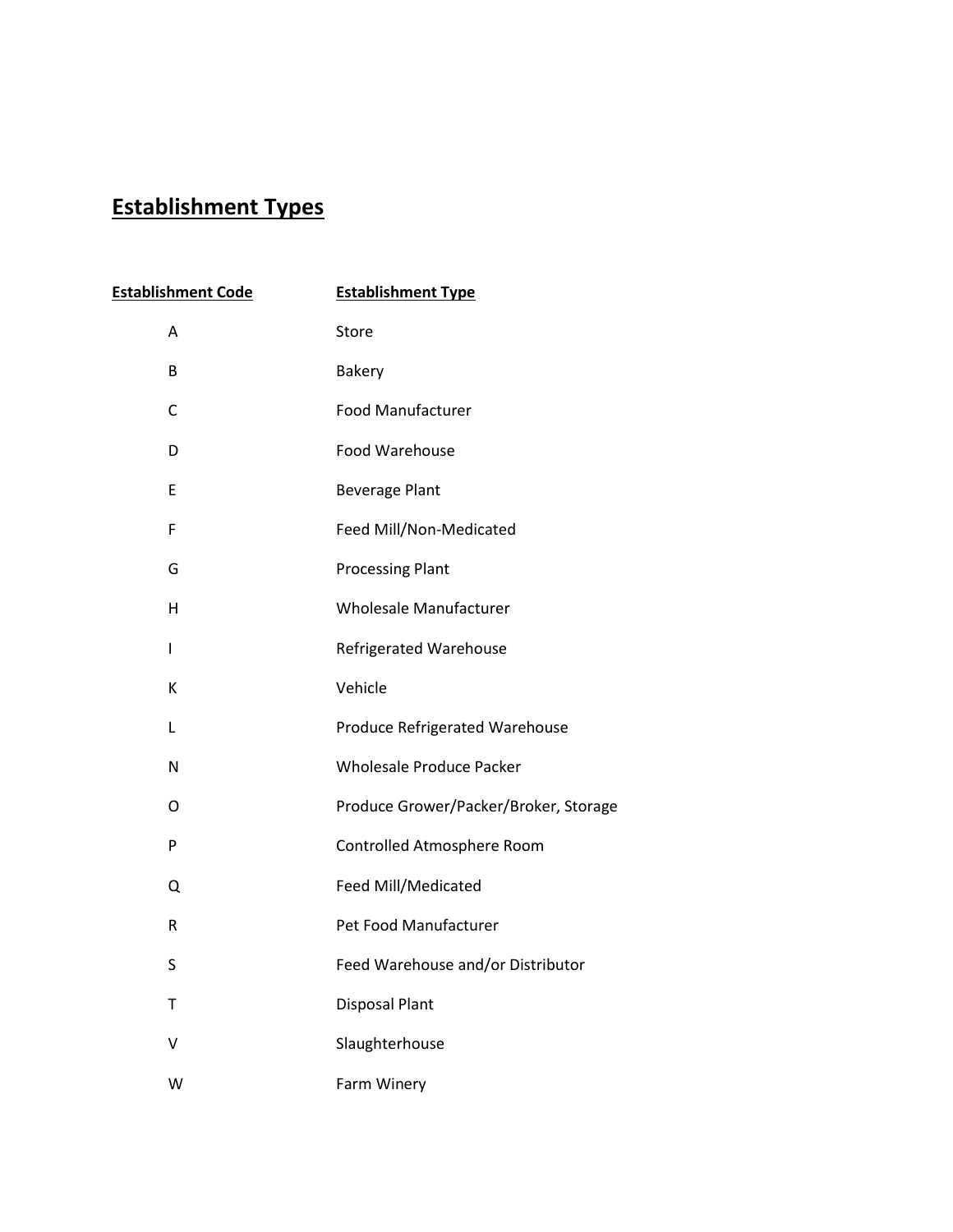## Establishment Types

| Establishment Code | Establishment Type |
| --- | --- |
| A | Store |
| B | Bakery |
| C | Food Manufacturer |
| D | Food Warehouse |
| E | Beverage Plant |
| F | Feed Mill/Non-Medicated |
| G | Processing Plant |
| H | Wholesale Manufacturer |
| I | Refrigerated Warehouse |
| K | Vehicle |
| L | Produce Refrigerated Warehouse |
| N | Wholesale Produce Packer |
| O | Produce Grower/Packer/Broker, Storage |
| P | Controlled Atmosphere Room |
| Q | Feed Mill/Medicated |
| R | Pet Food Manufacturer |
| S | Feed Warehouse and/or Distributor |
| T | Disposal Plant |
| V | Slaughterhouse |
| W | Farm Winery |